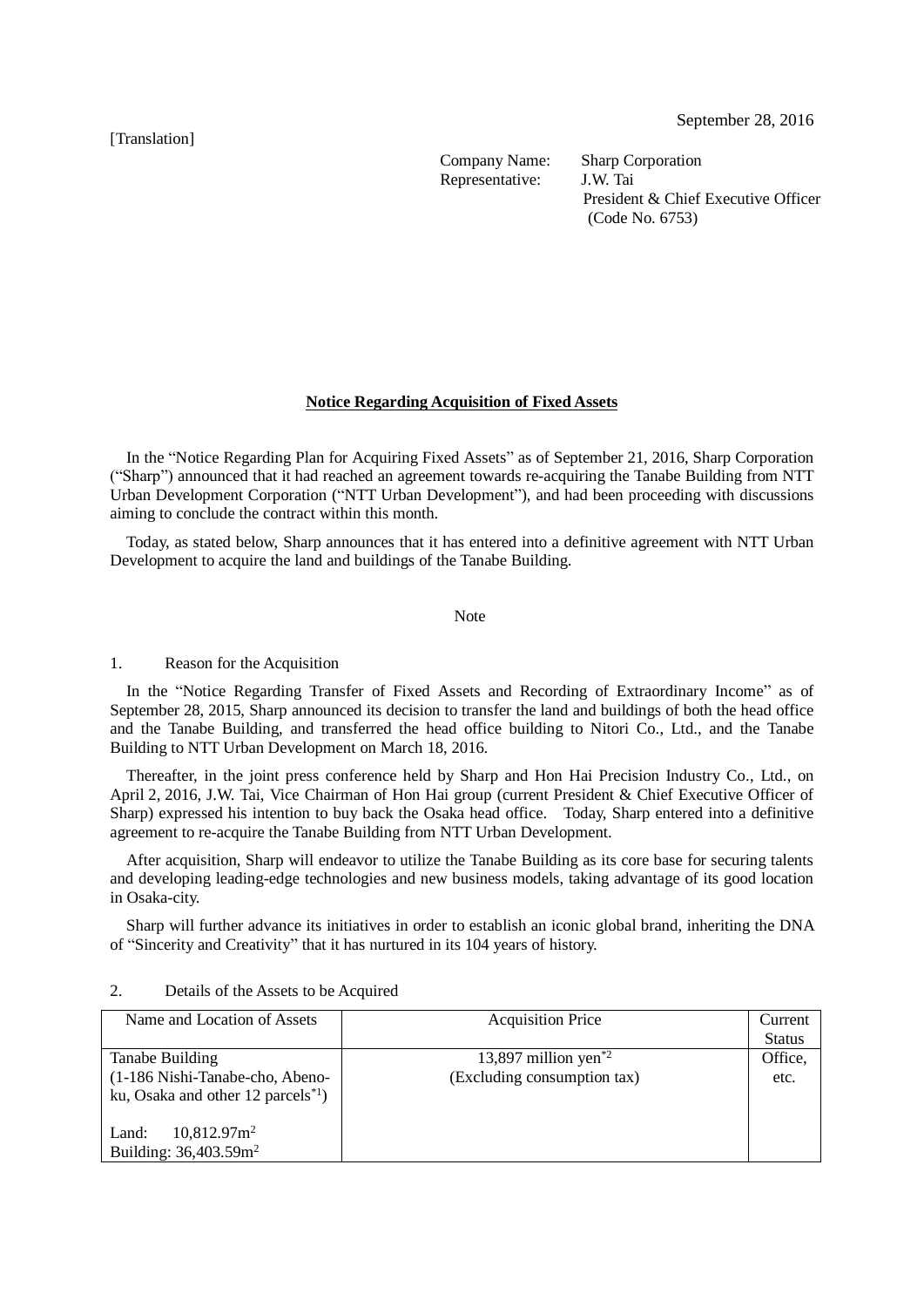[Translation]

September 28, 2016

Company Name: Sharp Corporation
Representative: J.W. Tai
President & Chief Executive Officer
(Code No. 6753)

**Notice Regarding Acquisition of Fixed Assets**

In the "Notice Regarding Plan for Acquiring Fixed Assets" as of September 21, 2016, Sharp Corporation ("Sharp") announced that it had reached an agreement towards re-acquiring the Tanabe Building from NTT Urban Development Corporation ("NTT Urban Development"), and had been proceeding with discussions aiming to conclude the contract within this month.

Today, as stated below, Sharp announces that it has entered into a definitive agreement with NTT Urban Development to acquire the land and buildings of the Tanabe Building.

Note

1. Reason for the Acquisition

In the "Notice Regarding Transfer of Fixed Assets and Recording of Extraordinary Income" as of September 28, 2015, Sharp announced its decision to transfer the land and buildings of both the head office and the Tanabe Building, and transferred the head office building to Nitori Co., Ltd., and the Tanabe Building to NTT Urban Development on March 18, 2016.

Thereafter, in the joint press conference held by Sharp and Hon Hai Precision Industry Co., Ltd., on April 2, 2016, J.W. Tai, Vice Chairman of Hon Hai group (current President & Chief Executive Officer of Sharp) expressed his intention to buy back the Osaka head office. Today, Sharp entered into a definitive agreement to re-acquire the Tanabe Building from NTT Urban Development.

After acquisition, Sharp will endeavor to utilize the Tanabe Building as its core base for securing talents and developing leading-edge technologies and new business models, taking advantage of its good location in Osaka-city.

Sharp will further advance its initiatives in order to establish an iconic global brand, inheriting the DNA of "Sincerity and Creativity" that it has nurtured in its 104 years of history.

2. Details of the Assets to be Acquired

| Name and Location of Assets | Acquisition Price | Current Status |
|---|---|---|
| Tanabe Building<br>(1-186 Nishi-Tanabe-cho, Abeno-ku, Osaka and other 12 parcels*1)<br><br>Land: 10,812.97$m^2$<br>Building: 36,403.59$m^2$ | 13,897 million yen*2<br>(Excluding consumption tax) | Office, etc. |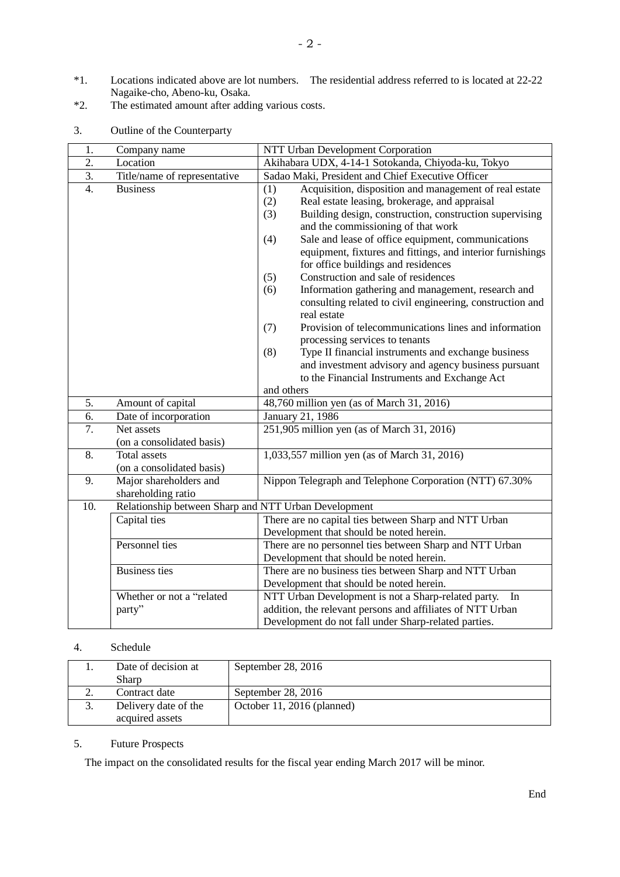*1. Locations indicated above are lot numbers. The residential address referred to is located at 22-22 Nagaike-cho, Abeno-ku, Osaka.

*2. The estimated amount after adding various costs.

3. Outline of the Counterparty

| | | |
|---|---|---|
| 1. | Company name | NTT Urban Development Corporation |
| 2. | Location | Akihabara UDX, 4-14-1 Sotokanda, Chiyoda-ku, Tokyo |
| 3. | Title/name of representative | Sadao Maki, President and Chief Executive Officer |
| 4. | Business | (1) Acquisition, disposition and management of real estate<br>(2) Real estate leasing, brokerage, and appraisal<br>(3) Building design, construction, construction supervising and the commissioning of that work<br>(4) Sale and lease of office equipment, communications equipment, fixtures and fittings, and interior furnishings for office buildings and residences<br>(5) Construction and sale of residences<br>(6) Information gathering and management, research and consulting related to civil engineering, construction and real estate<br>(7) Provision of telecommunications lines and information processing services to tenants<br>(8) Type II financial instruments and exchange business and investment advisory and agency business pursuant to the Financial Instruments and Exchange Act<br>and others |
| 5. | Amount of capital | 48,760 million yen (as of March 31, 2016) |
| 6. | Date of incorporation | January 21, 1986 |
| 7. | Net assets (on a consolidated basis) | 251,905 million yen (as of March 31, 2016) |
| 8. | Total assets (on a consolidated basis) | 1,033,557 million yen (as of March 31, 2016) |
| 9. | Major shareholders and shareholding ratio | Nippon Telegraph and Telephone Corporation (NTT) 67.30% |
| 10. | Relationship between Sharp and NTT Urban Development | |
| | Capital ties | There are no capital ties between Sharp and NTT Urban Development that should be noted herein. |
| | Personnel ties | There are no personnel ties between Sharp and NTT Urban Development that should be noted herein. |
| | Business ties | There are no business ties between Sharp and NTT Urban Development that should be noted herein. |
| | Whether or not a "related party" | NTT Urban Development is not a Sharp-related party. In addition, the relevant persons and affiliates of NTT Urban Development do not fall under Sharp-related parties. |

4. Schedule

| | | |
|---|---|---|
| 1. | Date of decision at Sharp | September 28, 2016 |
| 2. | Contract date | September 28, 2016 |
| 3. | Delivery date of the acquired assets | October 11, 2016 (planned) |

5. Future Prospects

The impact on the consolidated results for the fiscal year ending March 2017 will be minor.

End